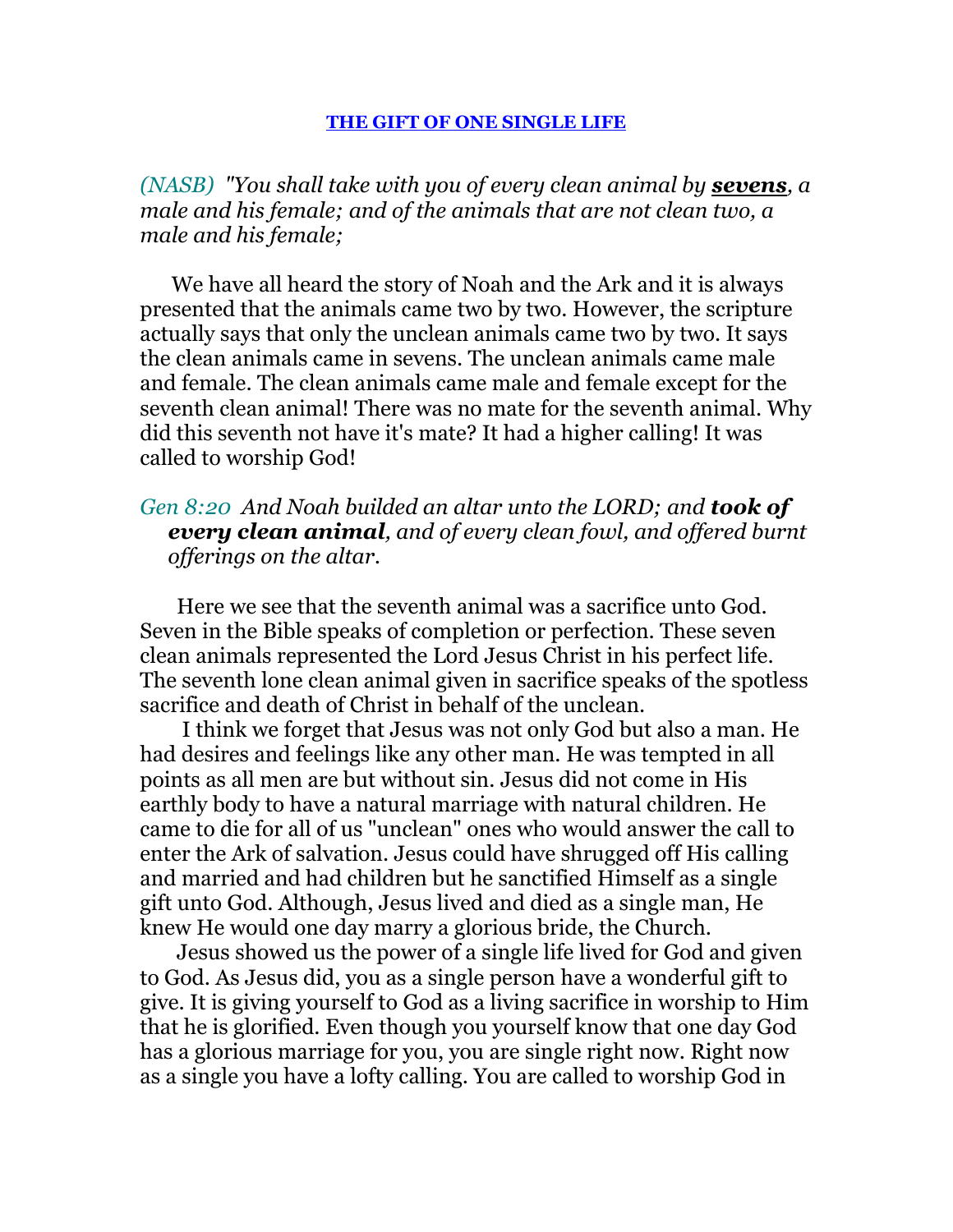# THE GIFT OF ONE SINGLE LIFE

*(NASB) "You shall take with you of every clean animal by* ***sevens****, a male and his female; and of the animals that are not clean two, a male and his female;*

We have all heard the story of Noah and the Ark and it is always presented that the animals came two by two. However, the scripture actually says that only the unclean animals came two by two. It says the clean animals came in sevens. The unclean animals came male and female. The clean animals came male and female except for the seventh clean animal! There was no mate for the seventh animal. Why did this seventh not have it's mate? It had a higher calling! It was called to worship God!

*Gen 8:20 And Noah builded an altar unto the LORD; and* ***took of every clean animal****, and of every clean fowl, and offered burnt offerings on the altar.*

Here we see that the seventh animal was a sacrifice unto God. Seven in the Bible speaks of completion or perfection. These seven clean animals represented the Lord Jesus Christ in his perfect life. The seventh lone clean animal given in sacrifice speaks of the spotless sacrifice and death of Christ in behalf of the unclean.

I think we forget that Jesus was not only God but also a man. He had desires and feelings like any other man. He was tempted in all points as all men are but without sin. Jesus did not come in His earthly body to have a natural marriage with natural children. He came to die for all of us "unclean" ones who would answer the call to enter the Ark of salvation. Jesus could have shrugged off His calling and married and had children but he sanctified Himself as a single gift unto God. Although, Jesus lived and died as a single man, He knew He would one day marry a glorious bride, the Church.

Jesus showed us the power of a single life lived for God and given to God. As Jesus did, you as a single person have a wonderful gift to give. It is giving yourself to God as a living sacrifice in worship to Him that he is glorified. Even though you yourself know that one day God has a glorious marriage for you, you are single right now. Right now as a single you have a lofty calling. You are called to worship God in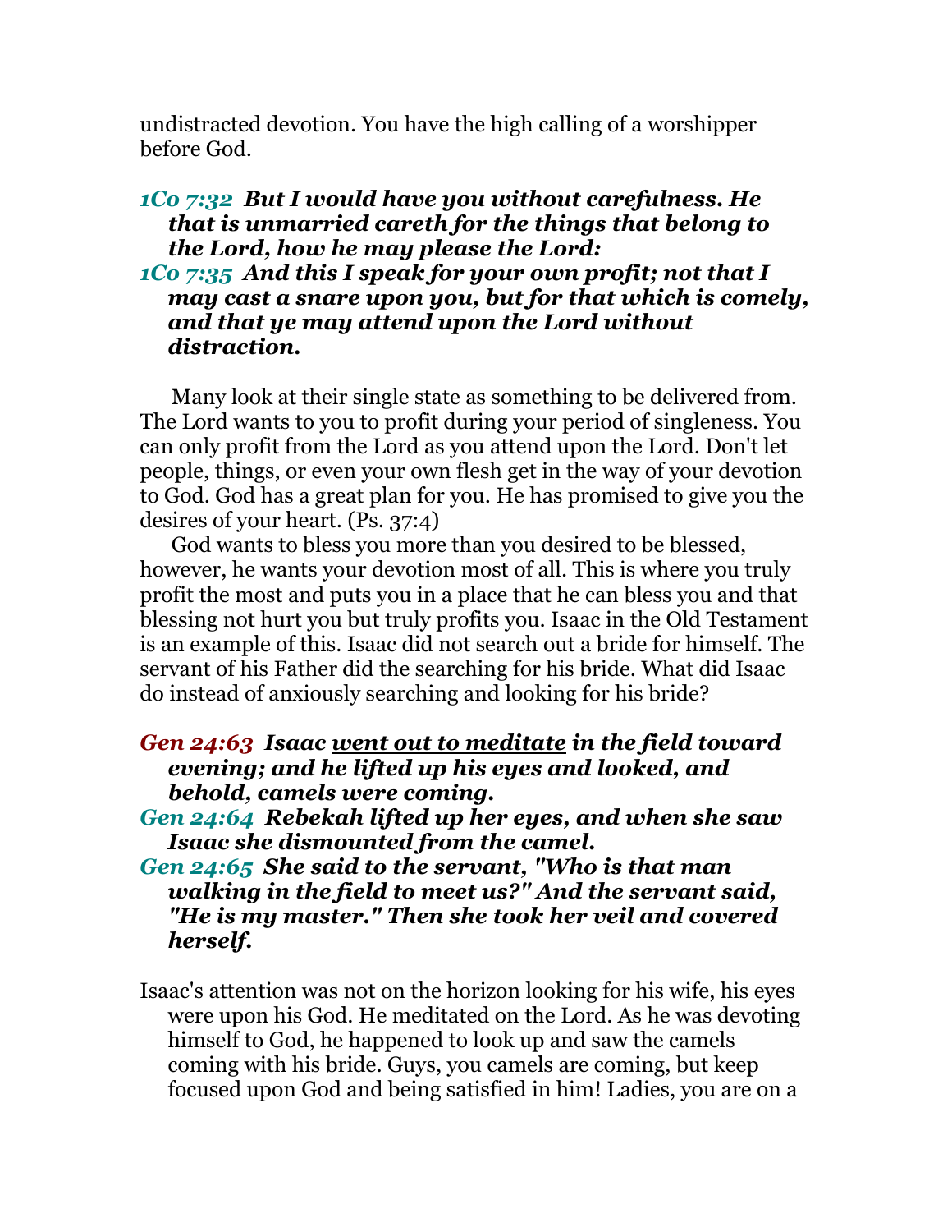undistracted devotion. You have the high calling of a worshipper before God.

***1Co 7:32*** ***But I would have you without carefulness. He that is unmarried careth for the things that belong to the Lord, how he may please the Lord:***
***1Co 7:35*** ***And this I speak for your own profit; not that I may cast a snare upon you, but for that which is comely, and that ye may attend upon the Lord without distraction.***

Many look at their single state as something to be delivered from. The Lord wants to you to profit during your period of singleness. You can only profit from the Lord as you attend upon the Lord. Don't let people, things, or even your own flesh get in the way of your devotion to God. God has a great plan for you. He has promised to give you the desires of your heart. (Ps. 37:4)

God wants to bless you more than you desired to be blessed, however, he wants your devotion most of all. This is where you truly profit the most and puts you in a place that he can bless you and that blessing not hurt you but truly profits you. Isaac in the Old Testament is an example of this. Isaac did not search out a bride for himself. The servant of his Father did the searching for his bride. What did Isaac do instead of anxiously searching and looking for his bride?

***Gen 24:63*** ***Isaac <u>went out to meditate</u> in the field toward evening; and he lifted up his eyes and looked, and behold, camels were coming.***
***Gen 24:64*** ***Rebekah lifted up her eyes, and when she saw Isaac she dismounted from the camel.***
***Gen 24:65*** ***She said to the servant, "Who is that man walking in the field to meet us?" And the servant said, "He is my master." Then she took her veil and covered herself.***

Isaac's attention was not on the horizon looking for his wife, his eyes were upon his God. He meditated on the Lord. As he was devoting himself to God, he happened to look up and saw the camels coming with his bride. Guys, you camels are coming, but keep focused upon God and being satisfied in him! Ladies, you are on a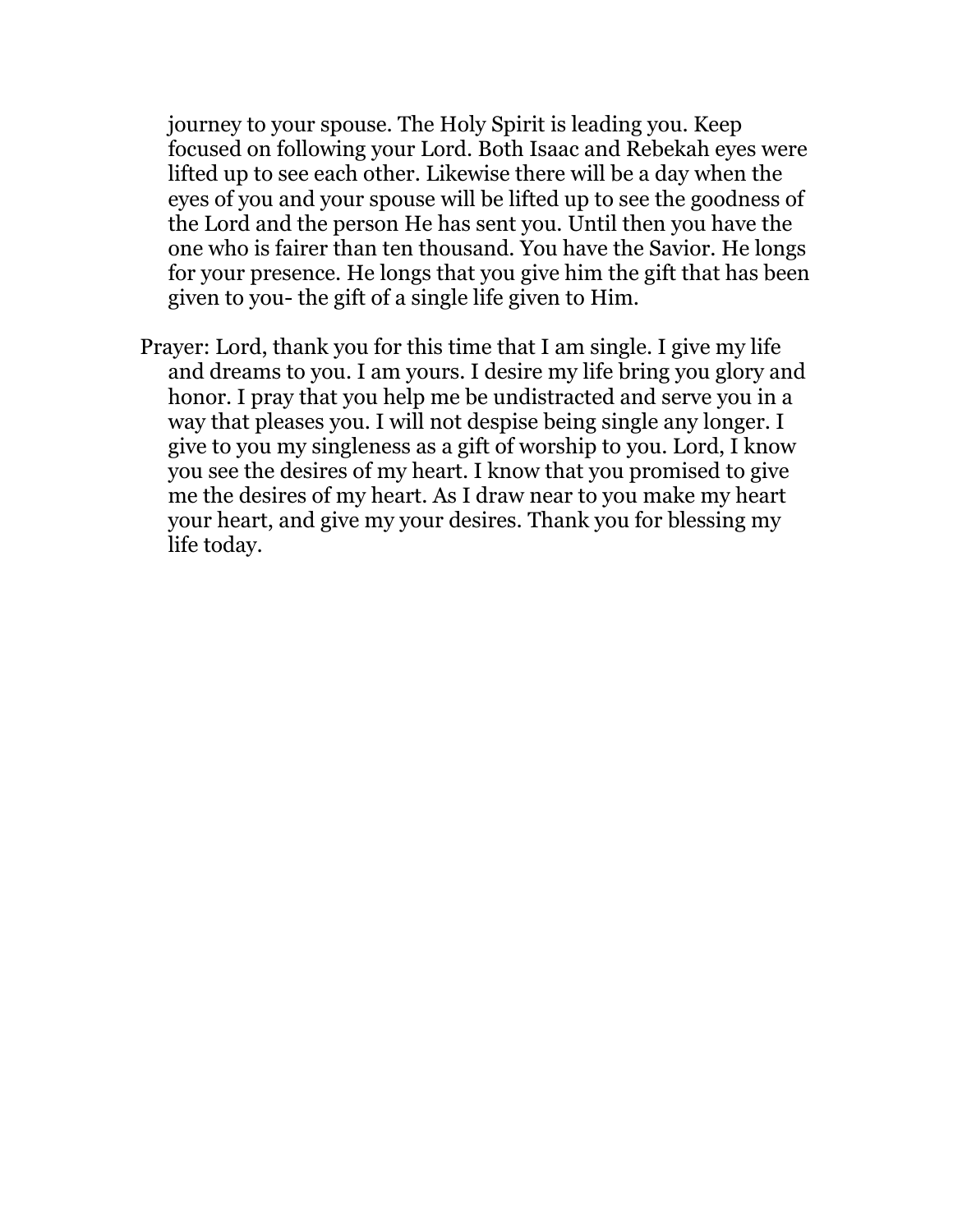journey to your spouse. The Holy Spirit is leading you. Keep focused on following your Lord. Both Isaac and Rebekah eyes were lifted up to see each other. Likewise there will be a day when the eyes of you and your spouse will be lifted up to see the goodness of the Lord and the person He has sent you. Until then you have the one who is fairer than ten thousand. You have the Savior. He longs for your presence. He longs that you give him the gift that has been given to you- the gift of a single life given to Him.

Prayer: Lord, thank you for this time that I am single. I give my life and dreams to you. I am yours. I desire my life bring you glory and honor. I pray that you help me be undistracted and serve you in a way that pleases you. I will not despise being single any longer. I give to you my singleness as a gift of worship to you. Lord, I know you see the desires of my heart. I know that you promised to give me the desires of my heart. As I draw near to you make my heart your heart, and give my your desires. Thank you for blessing my life today.